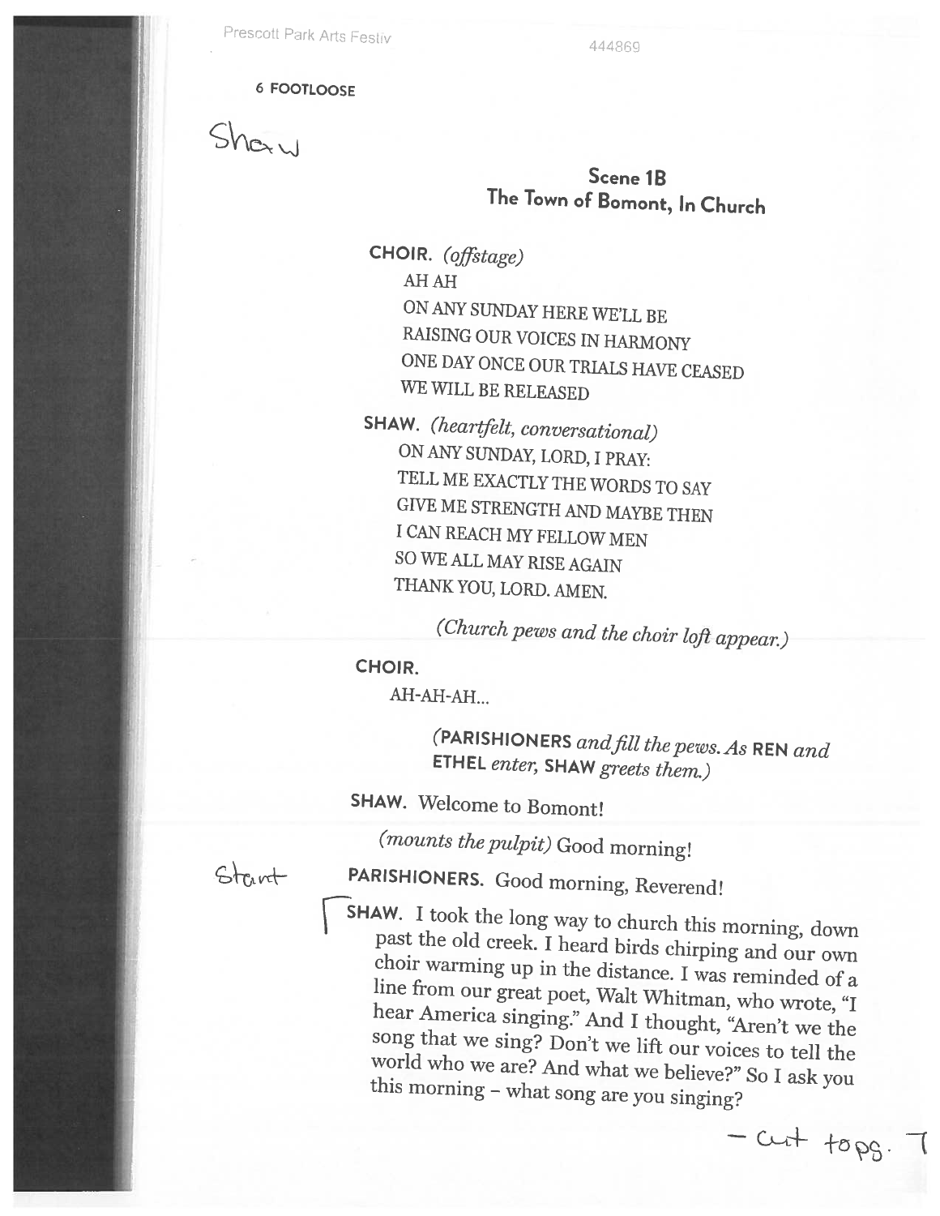Shaw

## Scene 1B
## The Town of Bomont, In Church

**CHOIR.** *(offstage)*

AH AH
ON ANY SUNDAY HERE WE'LL BE
RAISING OUR VOICES IN HARMONY
ONE DAY ONCE OUR TRIALS HAVE CEASED
WE WILL BE RELEASED

**SHAW.** *(heartfelt, conversational)*

ON ANY SUNDAY, LORD, I PRAY:
TELL ME EXACTLY THE WORDS TO SAY
GIVE ME STRENGTH AND MAYBE THEN
I CAN REACH MY FELLOW MEN
SO WE ALL MAY RISE AGAIN
THANK YOU, LORD. AMEN.

*(Church pews and the choir loft appear.)*

**CHOIR.**

AH-AH-AH...

*(**PARISHIONERS** and fill the pews. As **REN** and **ETHEL** enter, **SHAW** greets them.)*

**SHAW.** Welcome to Bomont!

*(mounts the pulpit)* Good morning!

Start

**PARISHIONERS.** Good morning, Reverend!

**SHAW.** I took the long way to church this morning, down past the old creek. I heard birds chirping and our own choir warming up in the distance. I was reminded of a line from our great poet, Walt Whitman, who wrote, "I hear America singing." And I thought, "Aren't we the song that we sing? Don't we lift our voices to tell the world who we are? And what we believe?" So I ask you this morning – what song are you singing?

– cut to pg. 7